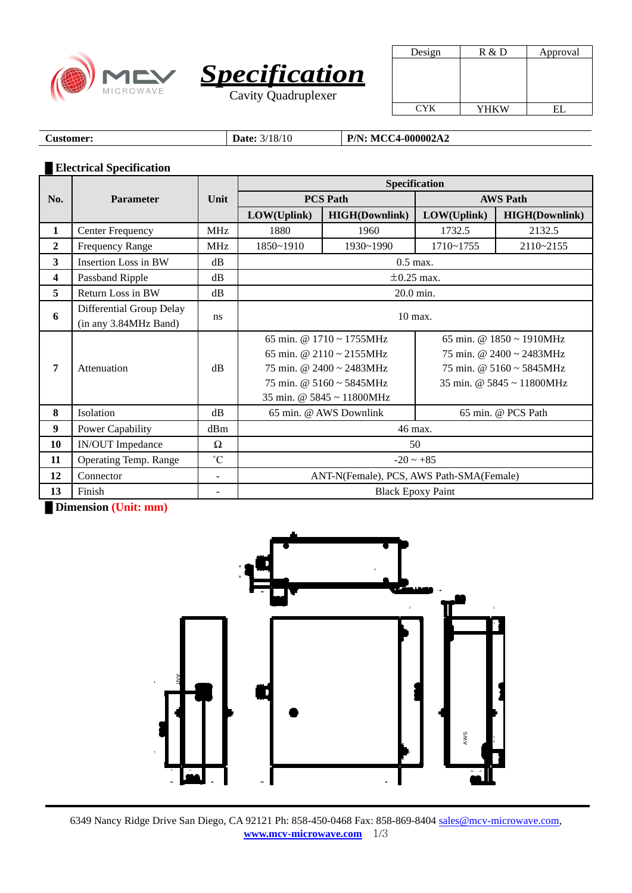# Specification

Cavity Quadruplexer

| Design | R & D | Approval |
|---|---|---|
| | | |
| CYK | YHKW | EL |

**Customer:** | **Date:** 3/18/10 | **P/N: MCC4-000002A2**

## Electrical Specification

| No. | Parameter | Unit | Specification | | | |
|---|---|---|---|---|---|---|
| | | | PCS Path | | AWS Path | |
| | | | LOW(Uplink) | HIGH(Downlink) | LOW(Uplink) | HIGH(Downlink) |
| 1 | Center Frequency | MHz | 1880 | 1960 | 1732.5 | 2132.5 |
| 2 | Frequency Range | MHz | 1850~1910 | 1930~1990 | 1710~1755 | 2110~2155 |
| 3 | Insertion Loss in BW | dB | 0.5 max. | | | |
| 4 | Passband Ripple | dB | ±0.25 max. | | | |
| 5 | Return Loss in BW | dB | 20.0 min. | | | |
| 6 | Differential Group Delay (in any 3.84MHz Band) | ns | 10 max. | | | |
| 7 | Attenuation | dB | 65 min. @ 1710 ~ 1755MHz<br>65 min. @ 2110 ~ 2155MHz<br>75 min. @ 2400 ~ 2483MHz<br>75 min. @ 5160 ~ 5845MHz<br>35 min. @ 5845 ~ 11800MHz | | 65 min. @ 1850 ~ 1910MHz<br>75 min. @ 2400 ~ 2483MHz<br>75 min. @ 5160 ~ 5845MHz<br>35 min. @ 5845 ~ 11800MHz | |
| 8 | Isolation | dB | 65 min. @ AWS Downlink | | 65 min. @ PCS Path | |
| 9 | Power Capability | dBm | 46 max. | | | |
| 10 | IN/OUT Impedance | Ω | 50 | | | |
| 11 | Operating Temp. Range | ˚C | -20 ~ +85 | | | |
| 12 | Connector | - | ANT-N(Female), PCS, AWS Path-SMA(Female) | | | |
| 13 | Finish | - | Black Epoxy Paint | | | |

## Dimension (Unit: mm)

ANT

AWS

6349 Nancy Ridge Drive San Diego, CA 92121 Ph: 858-450-0468 Fax: 858-869-8404 sales@mcv-microwave.com, www.mcv-microwave.com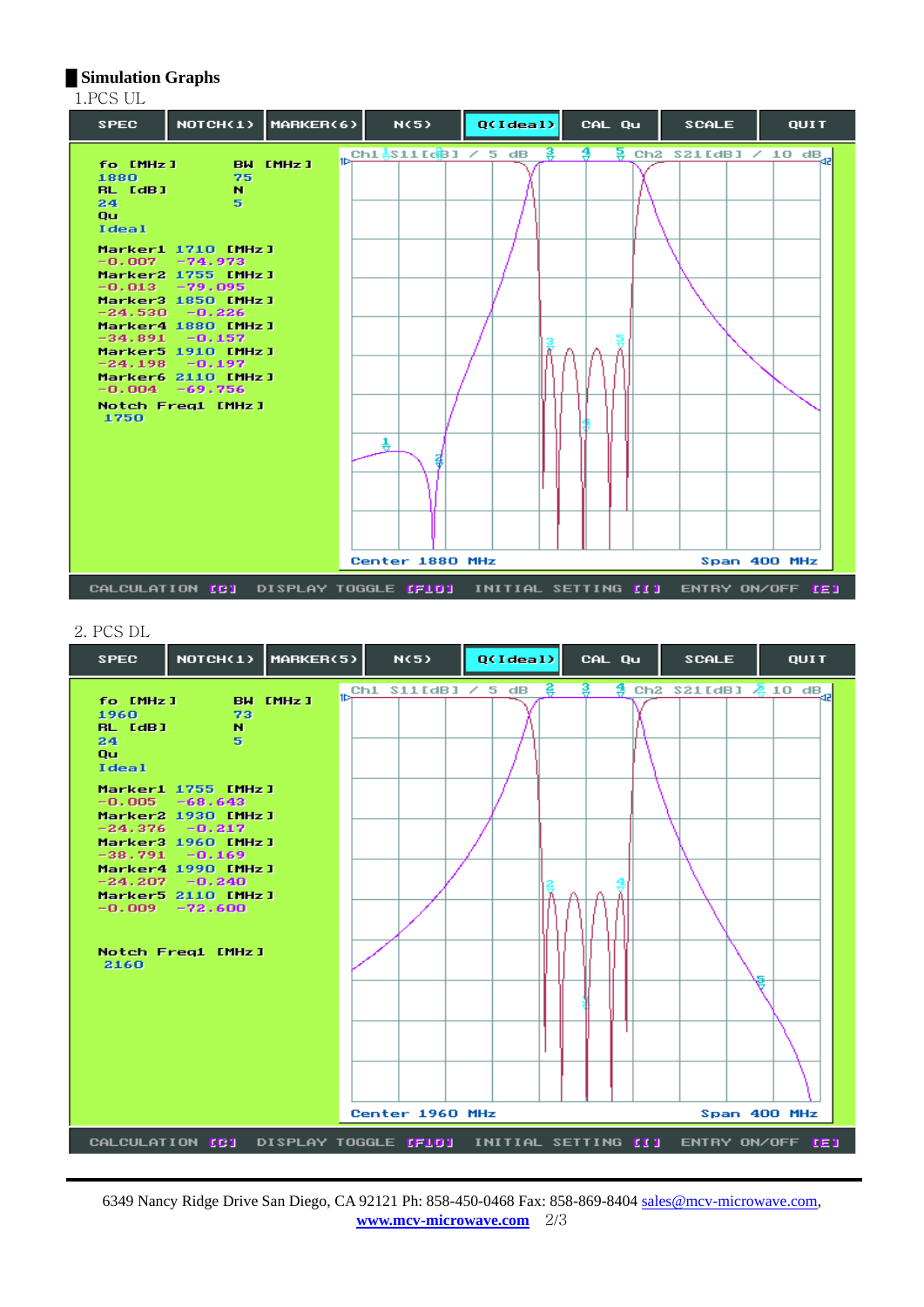## Simulation Graphs

1.PCS UL

SPEC | NOTCH(1) | MARKER(6) | N(5) | Q(Ideal) | CAL Qu | SCALE | QUIT

fo [MHz] 1880　BW [MHz] 75
RL [dB] 24　N 5
Qu Ideal

Marker1 1710 [MHz] -0.007 -74.973
Marker2 1755 [MHz] -0.013 -79.095
Marker3 1850 [MHz] -24.530 -0.226
Marker4 1880 [MHz] -34.891 -0.157
Marker5 1910 [MHz] -24.198 -0.197
Marker6 2110 [MHz] -0.004 -69.756

Notch Freq1 [MHz] 1750

Ch1 S11[dB] / 5 dB　Ch2 S21[dB] / 10 dB

Center 1880 MHz　Span 400 MHz

CALCULATION [C]　DISPLAY TOGGLE [F10]　INITIAL SETTING [I]　ENTRY ON/OFF [E]

2. PCS DL

SPEC | NOTCH(1) | MARKER(5) | N(5) | Q(Ideal) | CAL Qu | SCALE | QUIT

fo [MHz] 1960　BW [MHz] 73
RL [dB] 24　N 5
Qu Ideal

Marker1 1755 [MHz] -0.005 -68.643
Marker2 1930 [MHz] -24.376 -0.217
Marker3 1960 [MHz] -38.791 -0.169
Marker4 1990 [MHz] -24.207 -0.240
Marker5 2110 [MHz] -0.009 -72.600

Notch Freq1 [MHz] 2160

Ch1 S11[dB] / 5 dB　Ch2 S21[dB] / 10 dB

Center 1960 MHz　Span 400 MHz

CALCULATION [C]　DISPLAY TOGGLE [F10]　INITIAL SETTING [I]　ENTRY ON/OFF [E]

6349 Nancy Ridge Drive San Diego, CA 92121 Ph: 858-450-0468 Fax: 858-869-8404 sales@mcv-microwave.com, www.mcv-microwave.com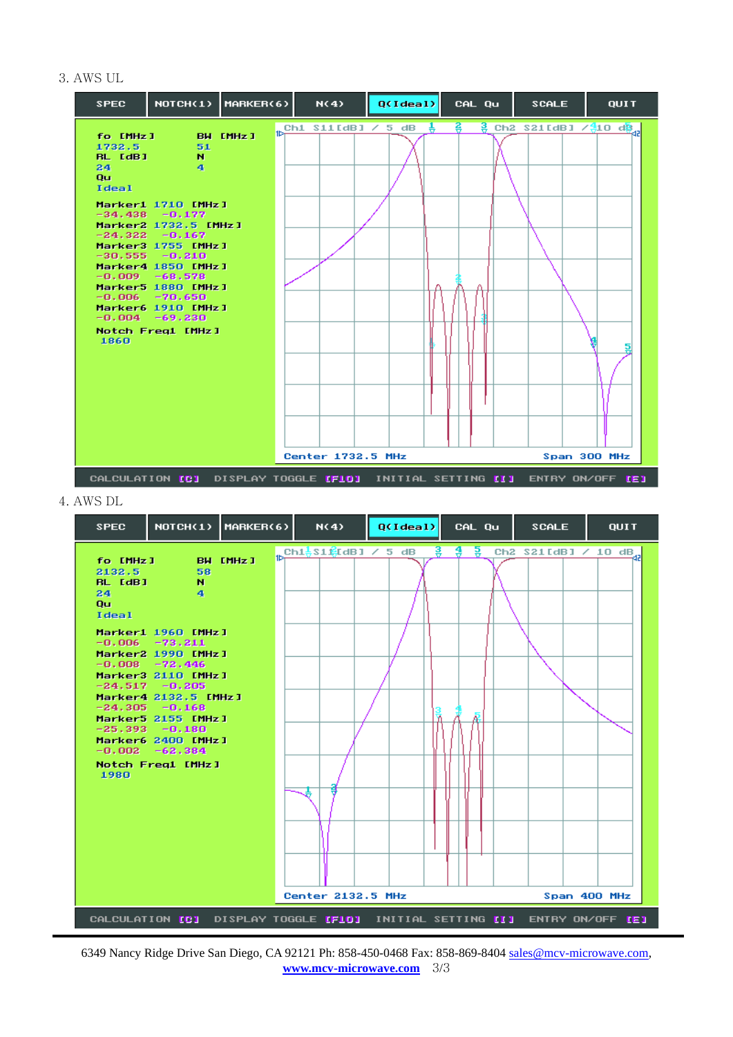3. AWS UL

SPEC NOTCH(1) MARKER(6) N(4) Q(Ideal) CAL Qu SCALE QUIT

fo [MHz] 1732.5
BW [MHz] 51
RL [dB] 24
N 4
Qu Ideal

Marker1 1710 [MHz]
-34.438 -0.177
Marker2 1732.5 [MHz]
-24.322 -0.167
Marker3 1755 [MHz]
-30.555 -0.210
Marker4 1850 [MHz]
-0.009 -68.578
Marker5 1880 [MHz]
-0.006 -70.650
Marker6 1910 [MHz]
-0.004 -69.230

Notch Freq1 [MHz]
1860

Ch1 S11[dB] / 5 dB
Ch2 S21[dB] / 10 dB

Center 1732.5 MHz
Span 300 MHz

CALCULATION [C] DISPLAY TOGGLE [F10] INITIAL SETTING [I] ENTRY ON/OFF [E]

4. AWS DL

SPEC NOTCH(1) MARKER(6) N(4) Q(Ideal) CAL Qu SCALE QUIT

fo [MHz] 2132.5
BW [MHz] 58
RL [dB] 24
N 4
Qu Ideal

Marker1 1960 [MHz]
-0.006 -73.211
Marker2 1990 [MHz]
-0.008 -72.446
Marker3 2110 [MHz]
-24.517 -0.205
Marker4 2132.5 [MHz]
-24.305 -0.168
Marker5 2155 [MHz]
-25.393 -0.180
Marker6 2400 [MHz]
-0.002 -62.384

Notch Freq1 [MHz]
1980

Ch1 S11[dB] / 5 dB
Ch2 S21[dB] / 10 dB

Center 2132.5 MHz
Span 400 MHz

CALCULATION [C] DISPLAY TOGGLE [F10] INITIAL SETTING [I] ENTRY ON/OFF [E]

6349 Nancy Ridge Drive San Diego, CA 92121 Ph: 858-450-0468 Fax: 858-869-8404 sales@mcv-microwave.com, **www.mcv-microwave.com**